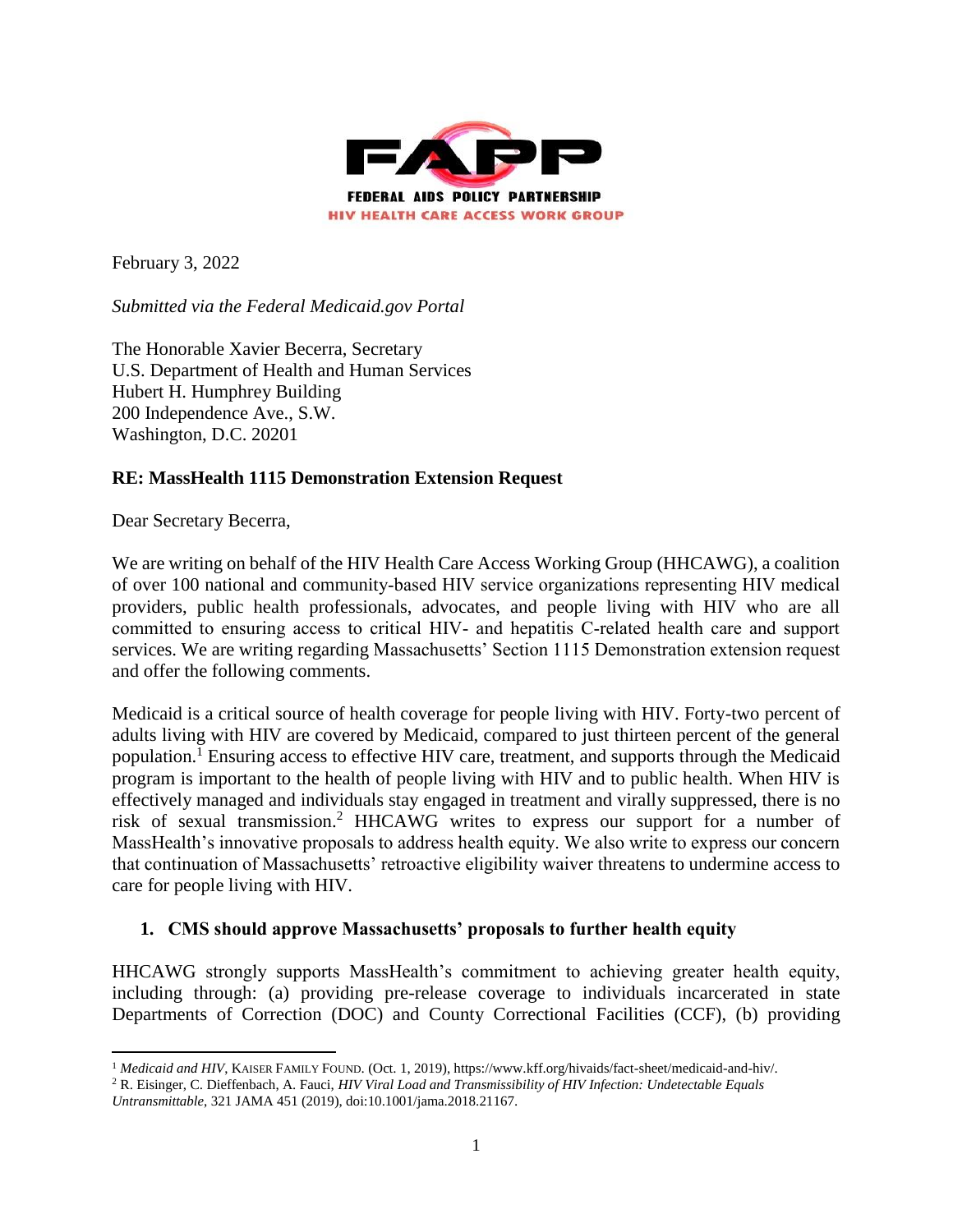**FAPP**

**FEDERAL AIDS POLICY PARTNERSHIP**

**HIV HEALTH CARE ACCESS WORK GROUP**

February 3, 2022

*Submitted via the Federal Medicaid.gov Portal*

The Honorable Xavier Becerra, Secretary
U.S. Department of Health and Human Services
Hubert H. Humphrey Building
200 Independence Ave., S.W.
Washington, D.C. 20201

**RE: MassHealth 1115 Demonstration Extension Request**

Dear Secretary Becerra,

We are writing on behalf of the HIV Health Care Access Working Group (HHCAWG), a coalition of over 100 national and community-based HIV service organizations representing HIV medical providers, public health professionals, advocates, and people living with HIV who are all committed to ensuring access to critical HIV- and hepatitis C-related health care and support services. We are writing regarding Massachusetts' Section 1115 Demonstration extension request and offer the following comments.

Medicaid is a critical source of health coverage for people living with HIV. Forty-two percent of adults living with HIV are covered by Medicaid, compared to just thirteen percent of the general population.[1] Ensuring access to effective HIV care, treatment, and supports through the Medicaid program is important to the health of people living with HIV and to public health. When HIV is effectively managed and individuals stay engaged in treatment and virally suppressed, there is no risk of sexual transmission.[2] HHCAWG writes to express our support for a number of MassHealth's innovative proposals to address health equity. We also write to express our concern that continuation of Massachusetts' retroactive eligibility waiver threatens to undermine access to care for people living with HIV.

1. **CMS should approve Massachusetts' proposals to further health equity**

HHCAWG strongly supports MassHealth's commitment to achieving greater health equity, including through: (a) providing pre-release coverage to individuals incarcerated in state Departments of Correction (DOC) and County Correctional Facilities (CCF), (b) providing

---

[1] *Medicaid and HIV*, KAISER FAMILY FOUND. (Oct. 1, 2019), https://www.kff.org/hivaids/fact-sheet/medicaid-and-hiv/.

[2] R. Eisinger, C. Dieffenbach, A. Fauci, *HIV Viral Load and Transmissibility of HIV Infection: Undetectable Equals Untransmittable*, 321 JAMA 451 (2019), doi:10.1001/jama.2018.21167.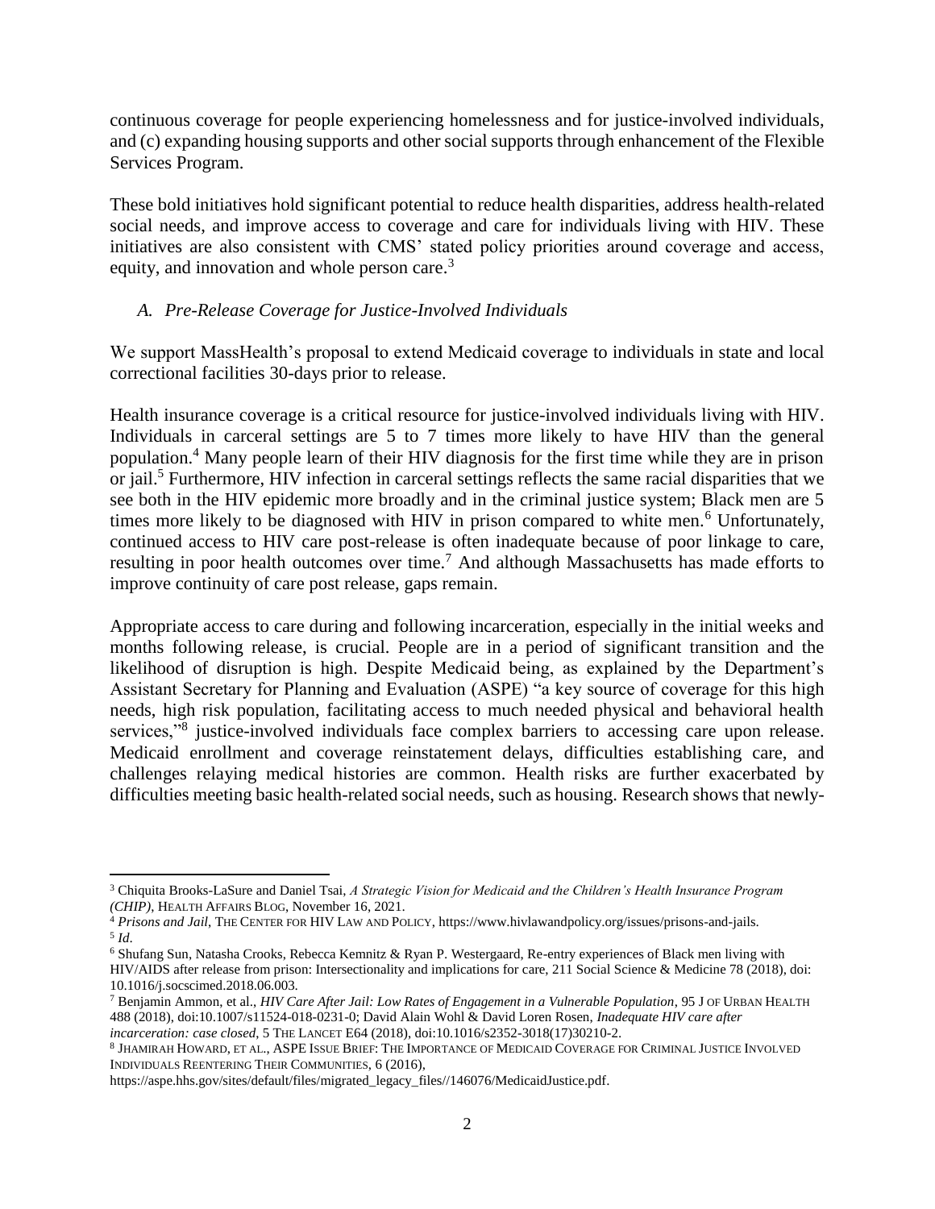continuous coverage for people experiencing homelessness and for justice-involved individuals, and (c) expanding housing supports and other social supports through enhancement of the Flexible Services Program.

These bold initiatives hold significant potential to reduce health disparities, address health-related social needs, and improve access to coverage and care for individuals living with HIV. These initiatives are also consistent with CMS' stated policy priorities around coverage and access, equity, and innovation and whole person care.[3]

### *A. Pre-Release Coverage for Justice-Involved Individuals*

We support MassHealth's proposal to extend Medicaid coverage to individuals in state and local correctional facilities 30-days prior to release.

Health insurance coverage is a critical resource for justice-involved individuals living with HIV. Individuals in carceral settings are 5 to 7 times more likely to have HIV than the general population.[4] Many people learn of their HIV diagnosis for the first time while they are in prison or jail.[5] Furthermore, HIV infection in carceral settings reflects the same racial disparities that we see both in the HIV epidemic more broadly and in the criminal justice system; Black men are 5 times more likely to be diagnosed with HIV in prison compared to white men.[6] Unfortunately, continued access to HIV care post-release is often inadequate because of poor linkage to care, resulting in poor health outcomes over time.[7] And although Massachusetts has made efforts to improve continuity of care post release, gaps remain.

Appropriate access to care during and following incarceration, especially in the initial weeks and months following release, is crucial. People are in a period of significant transition and the likelihood of disruption is high. Despite Medicaid being, as explained by the Department's Assistant Secretary for Planning and Evaluation (ASPE) "a key source of coverage for this high needs, high risk population, facilitating access to much needed physical and behavioral health services,"[8] justice-involved individuals face complex barriers to accessing care upon release. Medicaid enrollment and coverage reinstatement delays, difficulties establishing care, and challenges relaying medical histories are common. Health risks are further exacerbated by difficulties meeting basic health-related social needs, such as housing. Research shows that newly-

---

[3] Chiquita Brooks-LaSure and Daniel Tsai, *A Strategic Vision for Medicaid and the Children's Health Insurance Program (CHIP)*, HEALTH AFFAIRS BLOG, November 16, 2021.

[4] *Prisons and Jail*, THE CENTER FOR HIV LAW AND POLICY, https://www.hivlawandpolicy.org/issues/prisons-and-jails.

[5] *Id*.

[6] Shufang Sun, Natasha Crooks, Rebecca Kemnitz & Ryan P. Westergaard, Re-entry experiences of Black men living with HIV/AIDS after release from prison: Intersectionality and implications for care, 211 Social Science & Medicine 78 (2018), doi: 10.1016/j.socscimed.2018.06.003.

[7] Benjamin Ammon, et al., *HIV Care After Jail: Low Rates of Engagement in a Vulnerable Population*, 95 J OF URBAN HEALTH 488 (2018), doi:10.1007/s11524-018-0231-0; David Alain Wohl & David Loren Rosen, *Inadequate HIV care after incarceration: case closed*, 5 THE LANCET E64 (2018), doi:10.1016/s2352-3018(17)30210-2.

[8] JHAMIRAH HOWARD, ET AL., ASPE ISSUE BRIEF: THE IMPORTANCE OF MEDICAID COVERAGE FOR CRIMINAL JUSTICE INVOLVED INDIVIDUALS REENTERING THEIR COMMUNITIES, 6 (2016), https://aspe.hhs.gov/sites/default/files/migrated_legacy_files//146076/MedicaidJustice.pdf.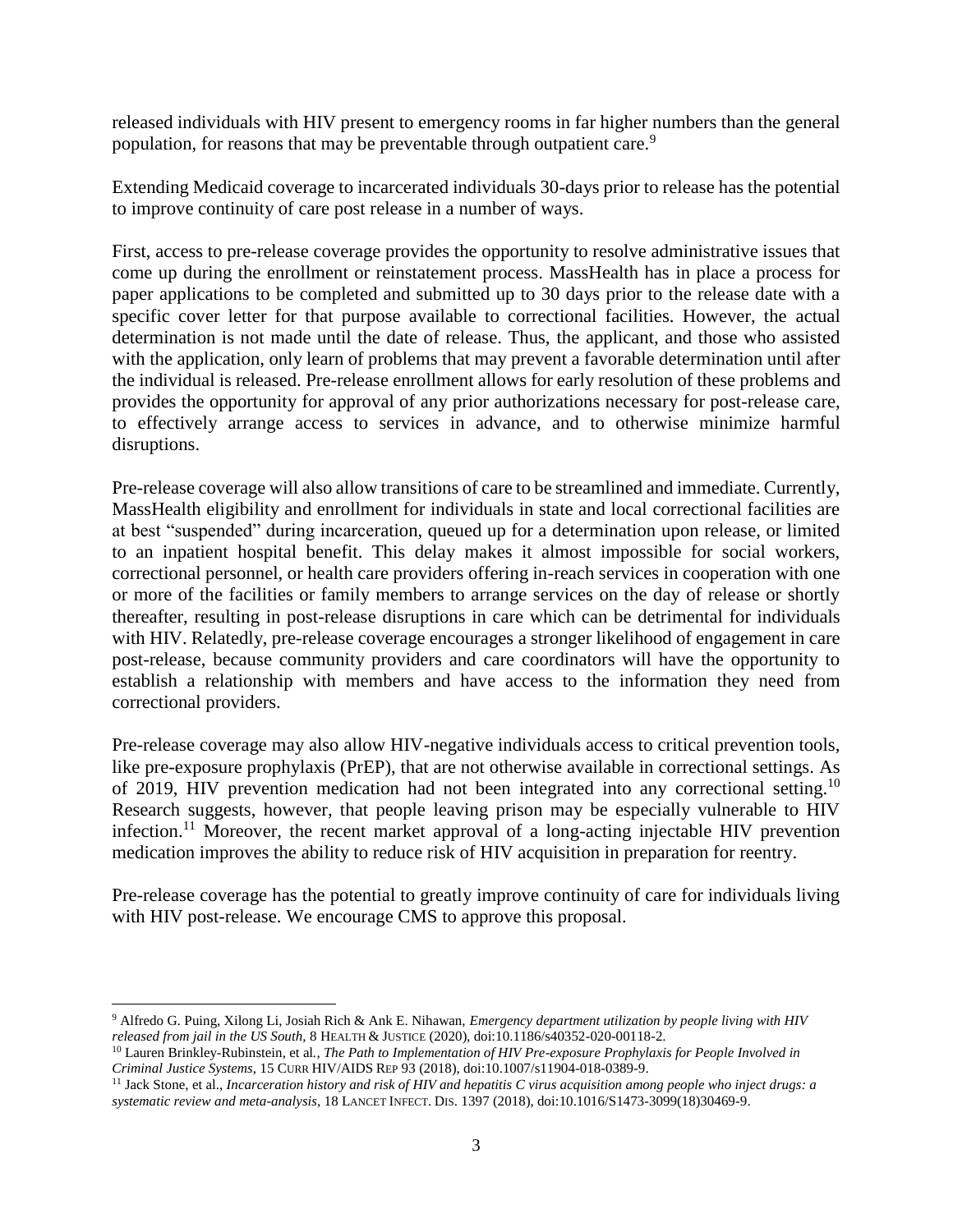released individuals with HIV present to emergency rooms in far higher numbers than the general population, for reasons that may be preventable through outpatient care.[9]

Extending Medicaid coverage to incarcerated individuals 30-days prior to release has the potential to improve continuity of care post release in a number of ways.

First, access to pre-release coverage provides the opportunity to resolve administrative issues that come up during the enrollment or reinstatement process. MassHealth has in place a process for paper applications to be completed and submitted up to 30 days prior to the release date with a specific cover letter for that purpose available to correctional facilities. However, the actual determination is not made until the date of release. Thus, the applicant, and those who assisted with the application, only learn of problems that may prevent a favorable determination until after the individual is released. Pre-release enrollment allows for early resolution of these problems and provides the opportunity for approval of any prior authorizations necessary for post-release care, to effectively arrange access to services in advance, and to otherwise minimize harmful disruptions.

Pre-release coverage will also allow transitions of care to be streamlined and immediate. Currently, MassHealth eligibility and enrollment for individuals in state and local correctional facilities are at best "suspended" during incarceration, queued up for a determination upon release, or limited to an inpatient hospital benefit. This delay makes it almost impossible for social workers, correctional personnel, or health care providers offering in-reach services in cooperation with one or more of the facilities or family members to arrange services on the day of release or shortly thereafter, resulting in post-release disruptions in care which can be detrimental for individuals with HIV. Relatedly, pre-release coverage encourages a stronger likelihood of engagement in care post-release, because community providers and care coordinators will have the opportunity to establish a relationship with members and have access to the information they need from correctional providers.

Pre-release coverage may also allow HIV-negative individuals access to critical prevention tools, like pre-exposure prophylaxis (PrEP), that are not otherwise available in correctional settings. As of 2019, HIV prevention medication had not been integrated into any correctional setting.[10] Research suggests, however, that people leaving prison may be especially vulnerable to HIV infection.[11] Moreover, the recent market approval of a long-acting injectable HIV prevention medication improves the ability to reduce risk of HIV acquisition in preparation for reentry.

Pre-release coverage has the potential to greatly improve continuity of care for individuals living with HIV post-release. We encourage CMS to approve this proposal.

---

[9] Alfredo G. Puing, Xilong Li, Josiah Rich & Ank E. Nihawan, *Emergency department utilization by people living with HIV released from jail in the US South*, 8 HEALTH & JUSTICE (2020), doi:10.1186/s40352-020-00118-2.

[10] Lauren Brinkley-Rubinstein, et al*., The Path to Implementation of HIV Pre-exposure Prophylaxis for People Involved in Criminal Justice Systems*, 15 CURR HIV/AIDS REP 93 (2018), doi:10.1007/s11904-018-0389-9.

[11] Jack Stone, et al., *Incarceration history and risk of HIV and hepatitis C virus acquisition among people who inject drugs: a systematic review and meta-analysis*, 18 LANCET INFECT. DIS. 1397 (2018), doi:10.1016/S1473-3099(18)30469-9.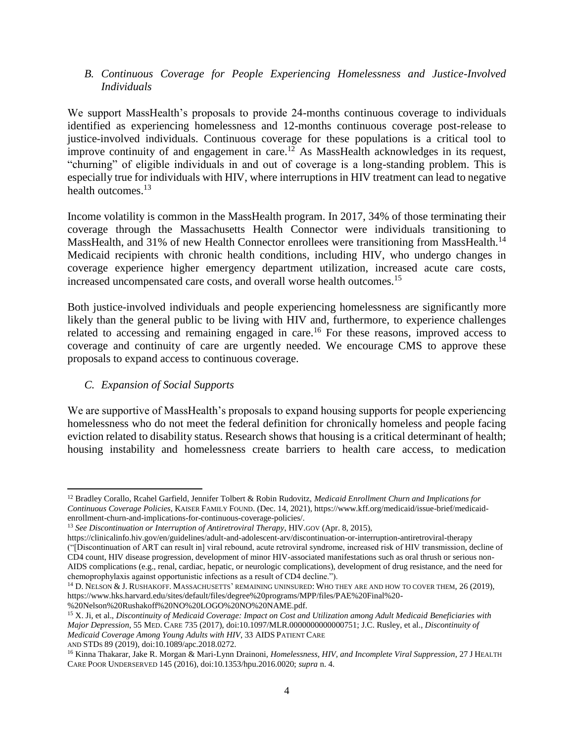### *B. Continuous Coverage for People Experiencing Homelessness and Justice-Involved Individuals*

We support MassHealth's proposals to provide 24-months continuous coverage to individuals identified as experiencing homelessness and 12-months continuous coverage post-release to justice-involved individuals. Continuous coverage for these populations is a critical tool to improve continuity of and engagement in care.[12] As MassHealth acknowledges in its request, "churning" of eligible individuals in and out of coverage is a long-standing problem. This is especially true for individuals with HIV, where interruptions in HIV treatment can lead to negative health outcomes.[13]

Income volatility is common in the MassHealth program. In 2017, 34% of those terminating their coverage through the Massachusetts Health Connector were individuals transitioning to MassHealth, and 31% of new Health Connector enrollees were transitioning from MassHealth.[14] Medicaid recipients with chronic health conditions, including HIV, who undergo changes in coverage experience higher emergency department utilization, increased acute care costs, increased uncompensated care costs, and overall worse health outcomes.[15]

Both justice-involved individuals and people experiencing homelessness are significantly more likely than the general public to be living with HIV and, furthermore, to experience challenges related to accessing and remaining engaged in care.[16] For these reasons, improved access to coverage and continuity of care are urgently needed. We encourage CMS to approve these proposals to expand access to continuous coverage.

### *C. Expansion of Social Supports*

We are supportive of MassHealth's proposals to expand housing supports for people experiencing homelessness who do not meet the federal definition for chronically homeless and people facing eviction related to disability status. Research shows that housing is a critical determinant of health; housing instability and homelessness create barriers to health care access, to medication

---

[12] Bradley Corallo, Rcahel Garfield, Jennifer Tolbert & Robin Rudovitz, *Medicaid Enrollment Churn and Implications for Continuous Coverage Policies*, KAISER FAMILY FOUND. (Dec. 14, 2021), https://www.kff.org/medicaid/issue-brief/medicaid-enrollment-churn-and-implications-for-continuous-coverage-policies/.

[13] *See Discontinuation or Interruption of Antiretroviral Therapy*, HIV.GOV (Apr. 8, 2015), https://clinicalinfo.hiv.gov/en/guidelines/adult-and-adolescent-arv/discontinuation-or-interruption-antiretroviral-therapy ("[Discontinuation of ART can result in] viral rebound, acute retroviral syndrome, increased risk of HIV transmission, decline of CD4 count, HIV disease progression, development of minor HIV-associated manifestations such as oral thrush or serious non-AIDS complications (e.g., renal, cardiac, hepatic, or neurologic complications), development of drug resistance, and the need for chemoprophylaxis against opportunistic infections as a result of CD4 decline.").

[14] D. NELSON & J. RUSHAKOFF. MASSACHUSETTS' REMAINING UNINSURED: WHO THEY ARE AND HOW TO COVER THEM, 26 (2019), https://www.hks.harvard.edu/sites/default/files/degree%20programs/MPP/files/PAE%20Final%20-%20Nelson%20Rushakoff%20NO%20LOGO%20NO%20NAME.pdf.

[15] X. Ji, et al., *Discontinuity of Medicaid Coverage: Impact on Cost and Utilization among Adult Medicaid Beneficiaries with Major Depression*, 55 MED. CARE 735 (2017), doi:10.1097/MLR.0000000000000751; J.C. Rusley, et al., *Discontinuity of Medicaid Coverage Among Young Adults with HIV*, 33 AIDS PATIENT CARE AND STDS 89 (2019), doi:10.1089/apc.2018.0272.

[16] Kinna Thakarar, Jake R. Morgan & Mari-Lynn Drainoni, *Homelessness, HIV, and Incomplete Viral Suppression*, 27 J HEALTH CARE POOR UNDERSERVED 145 (2016), doi:10.1353/hpu.2016.0020; *supra* n. 4.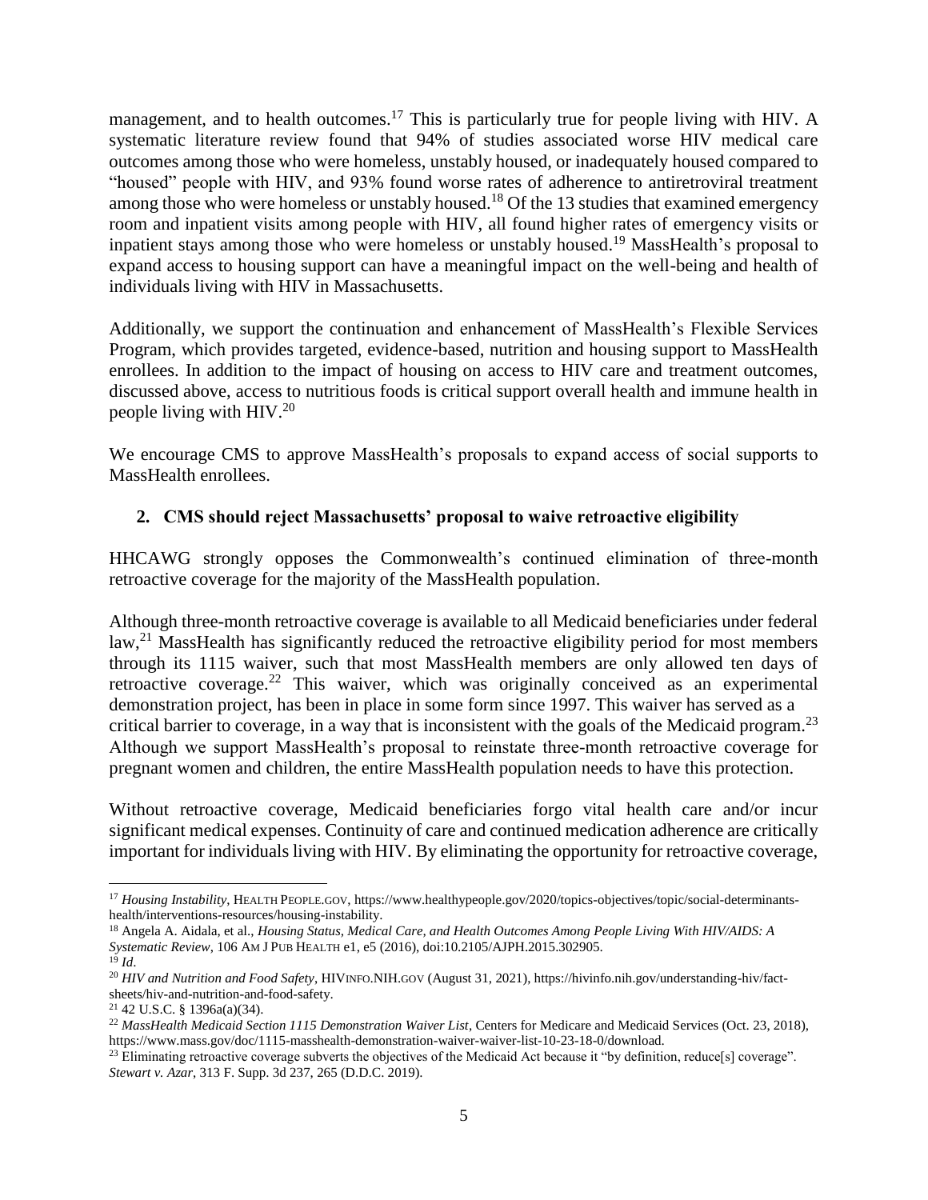management, and to health outcomes.[17] This is particularly true for people living with HIV. A systematic literature review found that 94% of studies associated worse HIV medical care outcomes among those who were homeless, unstably housed, or inadequately housed compared to "housed" people with HIV, and 93% found worse rates of adherence to antiretroviral treatment among those who were homeless or unstably housed.[18] Of the 13 studies that examined emergency room and inpatient visits among people with HIV, all found higher rates of emergency visits or inpatient stays among those who were homeless or unstably housed.[19] MassHealth's proposal to expand access to housing support can have a meaningful impact on the well-being and health of individuals living with HIV in Massachusetts.

Additionally, we support the continuation and enhancement of MassHealth's Flexible Services Program, which provides targeted, evidence-based, nutrition and housing support to MassHealth enrollees. In addition to the impact of housing on access to HIV care and treatment outcomes, discussed above, access to nutritious foods is critical support overall health and immune health in people living with HIV.[20]

We encourage CMS to approve MassHealth's proposals to expand access of social supports to MassHealth enrollees.

## 2. CMS should reject Massachusetts' proposal to waive retroactive eligibility

HHCAWG strongly opposes the Commonwealth's continued elimination of three-month retroactive coverage for the majority of the MassHealth population.

Although three-month retroactive coverage is available to all Medicaid beneficiaries under federal law,[21] MassHealth has significantly reduced the retroactive eligibility period for most members through its 1115 waiver, such that most MassHealth members are only allowed ten days of retroactive coverage.[22] This waiver, which was originally conceived as an experimental demonstration project, has been in place in some form since 1997. This waiver has served as a critical barrier to coverage, in a way that is inconsistent with the goals of the Medicaid program.[23] Although we support MassHealth's proposal to reinstate three-month retroactive coverage for pregnant women and children, the entire MassHealth population needs to have this protection.

Without retroactive coverage, Medicaid beneficiaries forgo vital health care and/or incur significant medical expenses. Continuity of care and continued medication adherence are critically important for individuals living with HIV. By eliminating the opportunity for retroactive coverage,

---

[17] *Housing Instability*, HEALTH PEOPLE.GOV, https://www.healthypeople.gov/2020/topics-objectives/topic/social-determinants-health/interventions-resources/housing-instability.

[18] Angela A. Aidala, et al., *Housing Status, Medical Care, and Health Outcomes Among People Living With HIV/AIDS: A Systematic Review*, 106 AM J PUB HEALTH e1, e5 (2016), doi:10.2105/AJPH.2015.302905.

[19] *Id*.

[20] *HIV and Nutrition and Food Safety*, HIVINFO.NIH.GOV (August 31, 2021), https://hivinfo.nih.gov/understanding-hiv/fact-sheets/hiv-and-nutrition-and-food-safety.

[21] 42 U.S.C. § 1396a(a)(34).

[22] *MassHealth Medicaid Section 1115 Demonstration Waiver List*, Centers for Medicare and Medicaid Services (Oct. 23, 2018), https://www.mass.gov/doc/1115-masshealth-demonstration-waiver-waiver-list-10-23-18-0/download.

[23] Eliminating retroactive coverage subverts the objectives of the Medicaid Act because it "by definition, reduce[s] coverage". *Stewart v. Azar*, 313 F. Supp. 3d 237, 265 (D.D.C. 2019).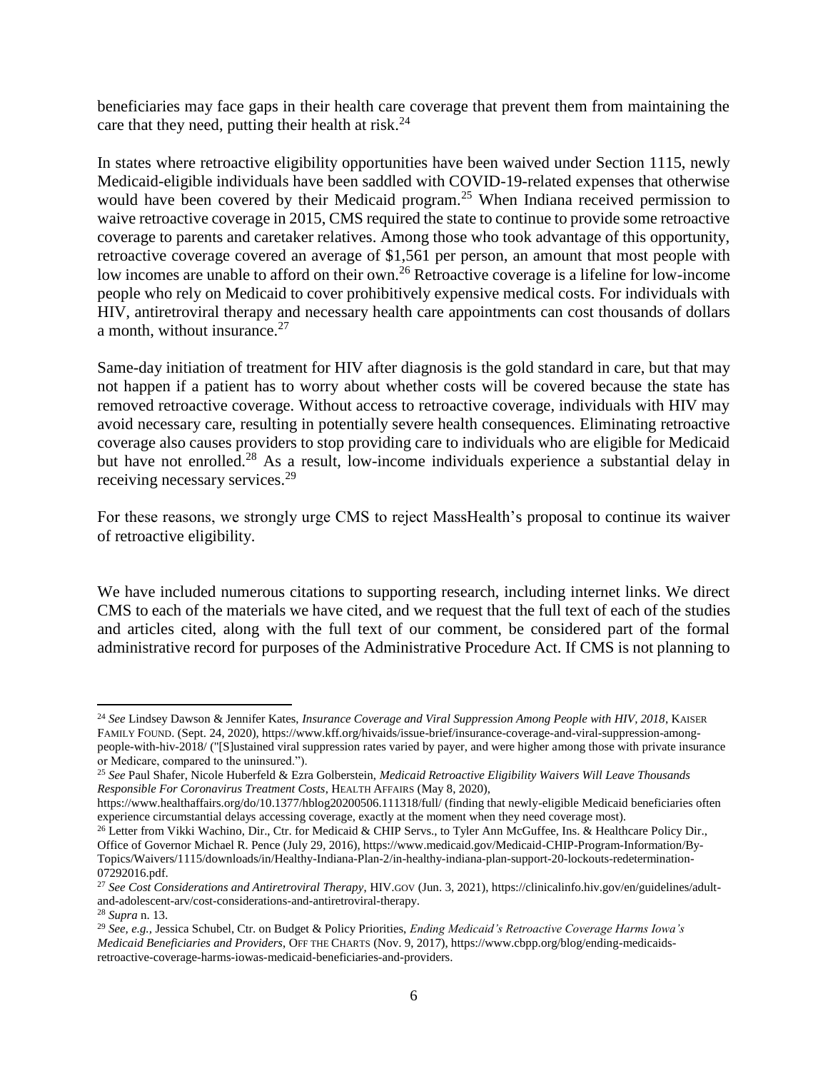beneficiaries may face gaps in their health care coverage that prevent them from maintaining the care that they need, putting their health at risk.[24]

In states where retroactive eligibility opportunities have been waived under Section 1115, newly Medicaid-eligible individuals have been saddled with COVID-19-related expenses that otherwise would have been covered by their Medicaid program.[25] When Indiana received permission to waive retroactive coverage in 2015, CMS required the state to continue to provide some retroactive coverage to parents and caretaker relatives. Among those who took advantage of this opportunity, retroactive coverage covered an average of $1,561 per person, an amount that most people with low incomes are unable to afford on their own.[26] Retroactive coverage is a lifeline for low-income people who rely on Medicaid to cover prohibitively expensive medical costs. For individuals with HIV, antiretroviral therapy and necessary health care appointments can cost thousands of dollars a month, without insurance.[27]

Same-day initiation of treatment for HIV after diagnosis is the gold standard in care, but that may not happen if a patient has to worry about whether costs will be covered because the state has removed retroactive coverage. Without access to retroactive coverage, individuals with HIV may avoid necessary care, resulting in potentially severe health consequences. Eliminating retroactive coverage also causes providers to stop providing care to individuals who are eligible for Medicaid but have not enrolled.[28] As a result, low-income individuals experience a substantial delay in receiving necessary services.[29]

For these reasons, we strongly urge CMS to reject MassHealth's proposal to continue its waiver of retroactive eligibility.

We have included numerous citations to supporting research, including internet links. We direct CMS to each of the materials we have cited, and we request that the full text of each of the studies and articles cited, along with the full text of our comment, be considered part of the formal administrative record for purposes of the Administrative Procedure Act. If CMS is not planning to

---

[24] *See* Lindsey Dawson & Jennifer Kates, *Insurance Coverage and Viral Suppression Among People with HIV, 2018*, KAISER FAMILY FOUND. (Sept. 24, 2020), https://www.kff.org/hivaids/issue-brief/insurance-coverage-and-viral-suppression-among-people-with-hiv-2018/ ("[S]ustained viral suppression rates varied by payer, and were higher among those with private insurance or Medicare, compared to the uninsured.").

[25] *See* Paul Shafer, Nicole Huberfeld & Ezra Golberstein, *Medicaid Retroactive Eligibility Waivers Will Leave Thousands Responsible For Coronavirus Treatment Costs*, HEALTH AFFAIRS (May 8, 2020), https://www.healthaffairs.org/do/10.1377/hblog20200506.111318/full/ (finding that newly-eligible Medicaid beneficiaries often experience circumstantial delays accessing coverage, exactly at the moment when they need coverage most).

[26] Letter from Vikki Wachino, Dir., Ctr. for Medicaid & CHIP Servs., to Tyler Ann McGuffee, Ins. & Healthcare Policy Dir., Office of Governor Michael R. Pence (July 29, 2016), https://www.medicaid.gov/Medicaid-CHIP-Program-Information/By-Topics/Waivers/1115/downloads/in/Healthy-Indiana-Plan-2/in-healthy-indiana-plan-support-20-lockouts-redetermination-07292016.pdf.

[27] *See Cost Considerations and Antiretroviral Therapy*, HIV.GOV (Jun. 3, 2021), https://clinicalinfo.hiv.gov/en/guidelines/adult-and-adolescent-arv/cost-considerations-and-antiretroviral-therapy.

[28] *Supra* n. 13.

[29] *See, e.g.*, Jessica Schubel, Ctr. on Budget & Policy Priorities, *Ending Medicaid's Retroactive Coverage Harms Iowa's Medicaid Beneficiaries and Providers*, OFF THE CHARTS (Nov. 9, 2017), https://www.cbpp.org/blog/ending-medicaids-retroactive-coverage-harms-iowas-medicaid-beneficiaries-and-providers.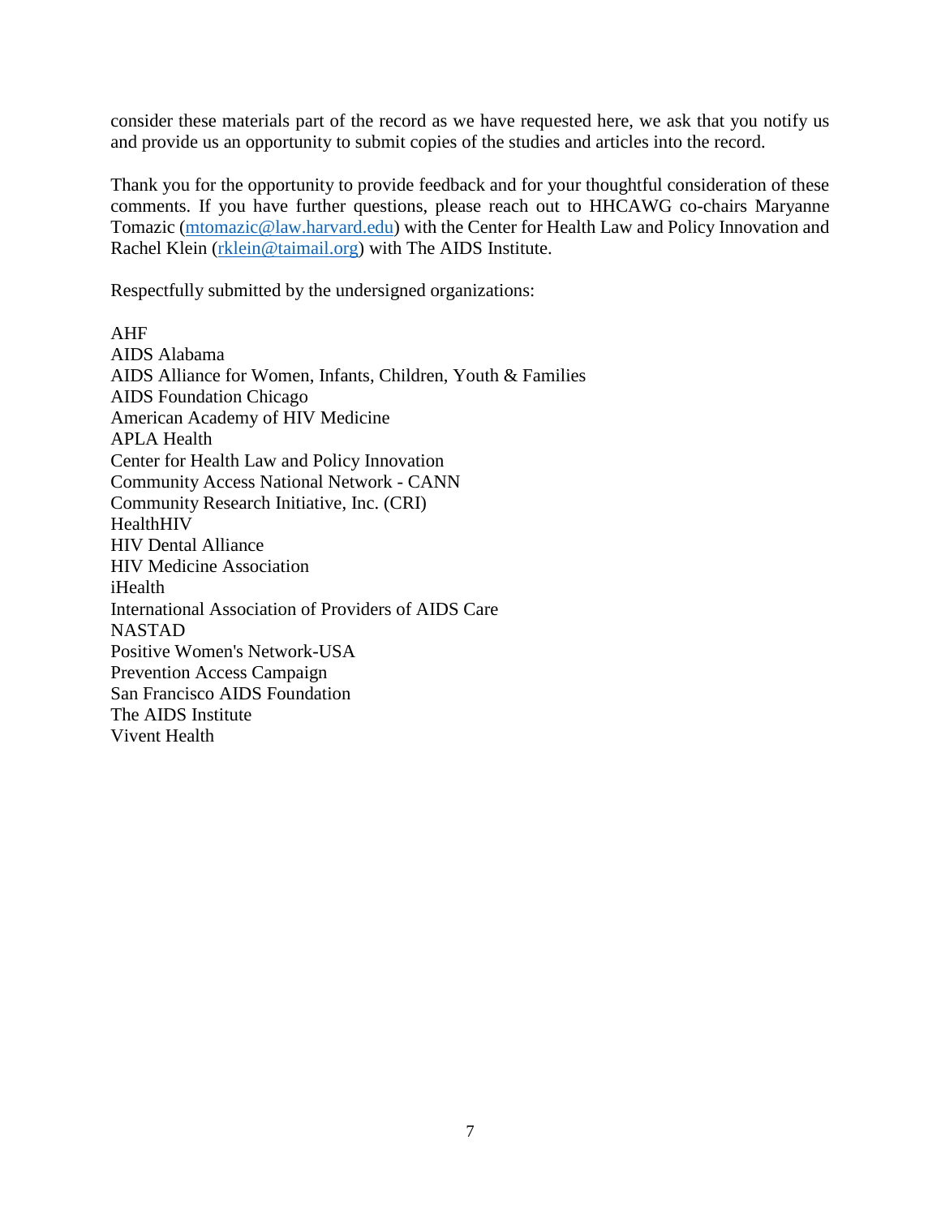consider these materials part of the record as we have requested here, we ask that you notify us and provide us an opportunity to submit copies of the studies and articles into the record.

Thank you for the opportunity to provide feedback and for your thoughtful consideration of these comments. If you have further questions, please reach out to HHCAWG co-chairs Maryanne Tomazic (mtomazic@law.harvard.edu) with the Center for Health Law and Policy Innovation and Rachel Klein (rklein@taimail.org) with The AIDS Institute.

Respectfully submitted by the undersigned organizations:

AHF
AIDS Alabama
AIDS Alliance for Women, Infants, Children, Youth & Families
AIDS Foundation Chicago
American Academy of HIV Medicine
APLA Health
Center for Health Law and Policy Innovation
Community Access National Network - CANN
Community Research Initiative, Inc. (CRI)
HealthHIV
HIV Dental Alliance
HIV Medicine Association
iHealth
International Association of Providers of AIDS Care
NASTAD
Positive Women's Network-USA
Prevention Access Campaign
San Francisco AIDS Foundation
The AIDS Institute
Vivent Health